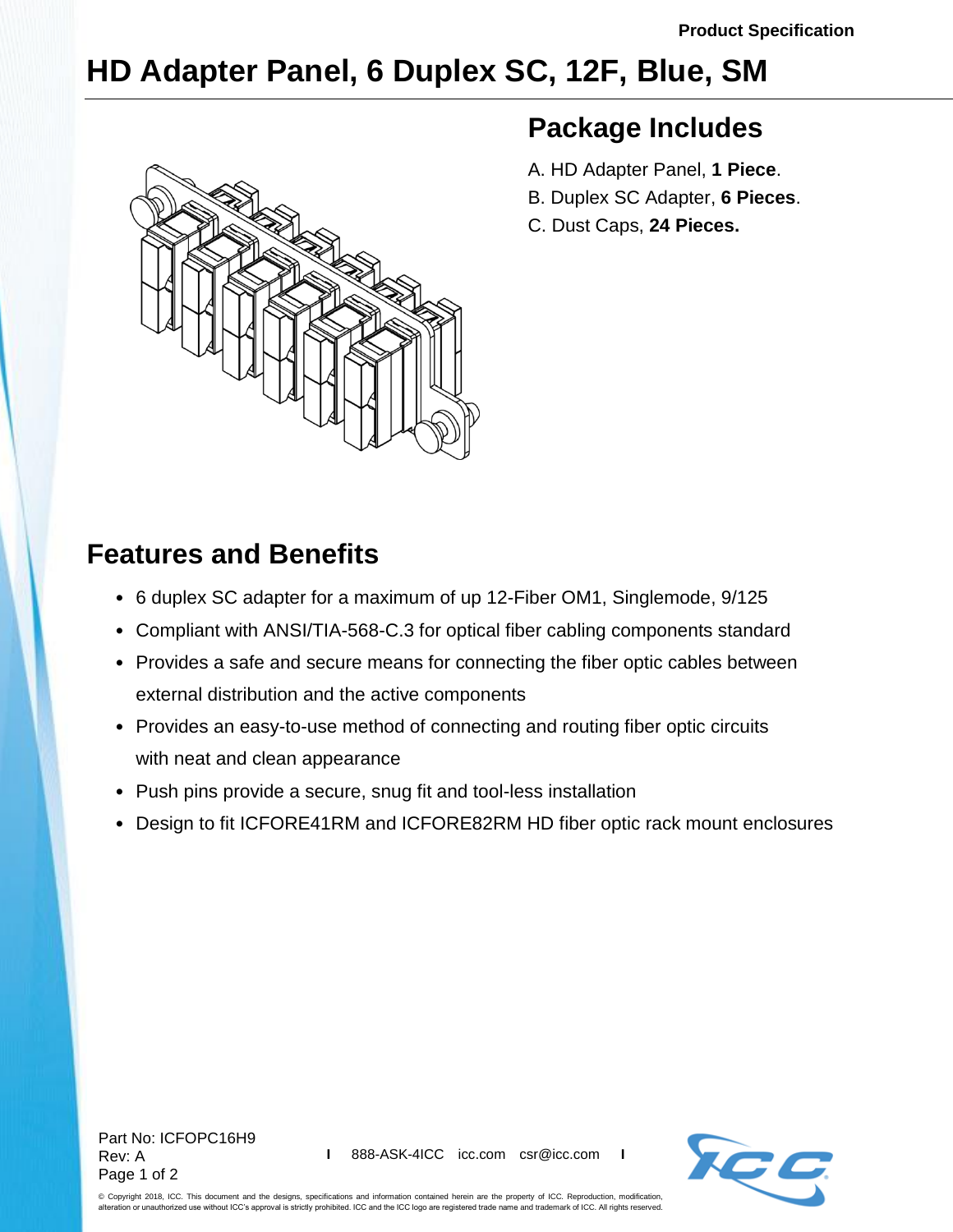Product Specification

# HD Adapter Panel, 6 Duplex SC, 12F, Blue, SM

## Package Includes

A. HD Adapter Panel, **1 Piece**.
B. Duplex SC Adapter, **6 Pieces**.
C. Dust Caps, **24 Pieces.**

## Features and Benefits

- 6 duplex SC adapter for a maximum of up 12-Fiber OM1, Singlemode, 9/125
- Compliant with ANSI/TIA-568-C.3 for optical fiber cabling components standard
- Provides a safe and secure means for connecting the fiber optic cables between external distribution and the active components
- Provides an easy-to-use method of connecting and routing fiber optic circuits with neat and clean appearance
- Push pins provide a secure, snug fit and tool-less installation
- Design to fit ICFORE41RM and ICFORE82RM HD fiber optic rack mount enclosures

Part No: ICFOPC16H9
Rev: A

888-ASK-4ICC icc.com csr@icc.com

© Copyright 2018, ICC. This document and the designs, specifications and information contained herein are the property of ICC. Reproduction, modification, alteration or unauthorized use without ICC's approval is strictly prohibited. ICC and the ICC logo are registered trade name and trademark of ICC. All rights reserved.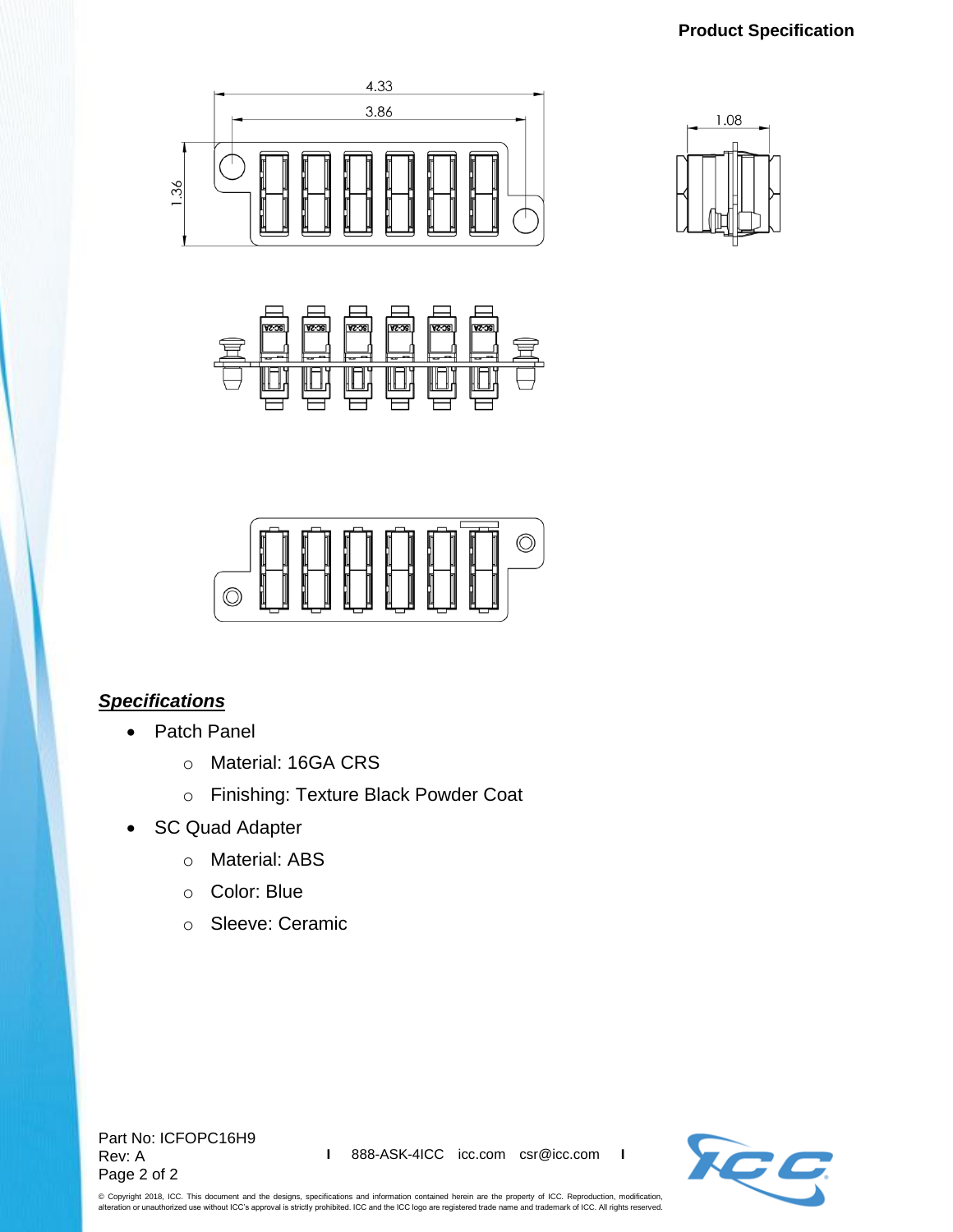Product Specification

4.33

3.86

1.36

1.08

## *Specifications*

- Patch Panel
  - Material: 16GA CRS
  - Finishing: Texture Black Powder Coat
- SC Quad Adapter
  - Material: ABS
  - Color: Blue
  - Sleeve: Ceramic

Part No: ICFOPC16H9
Rev: A

888-ASK-4ICC icc.com csr@icc.com

© Copyright 2018, ICC. This document and the designs, specifications and information contained herein are the property of ICC. Reproduction, modification, alteration or unauthorized use without ICC's approval is strictly prohibited. ICC and the ICC logo are registered trade name and trademark of ICC. All rights reserved.